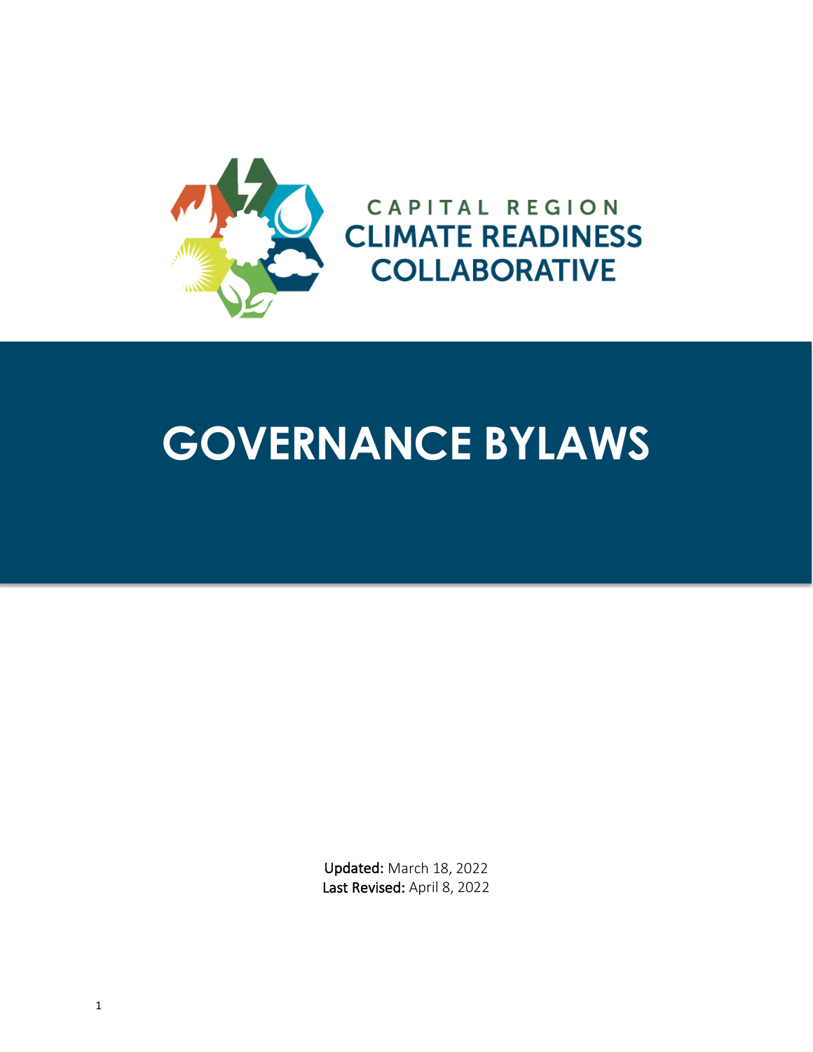CAPITAL REGION
CLIMATE READINESS
COLLABORATIVE

# GOVERNANCE BYLAWS

**Updated:** March 18, 2022
**Last Revised:** April 8, 2022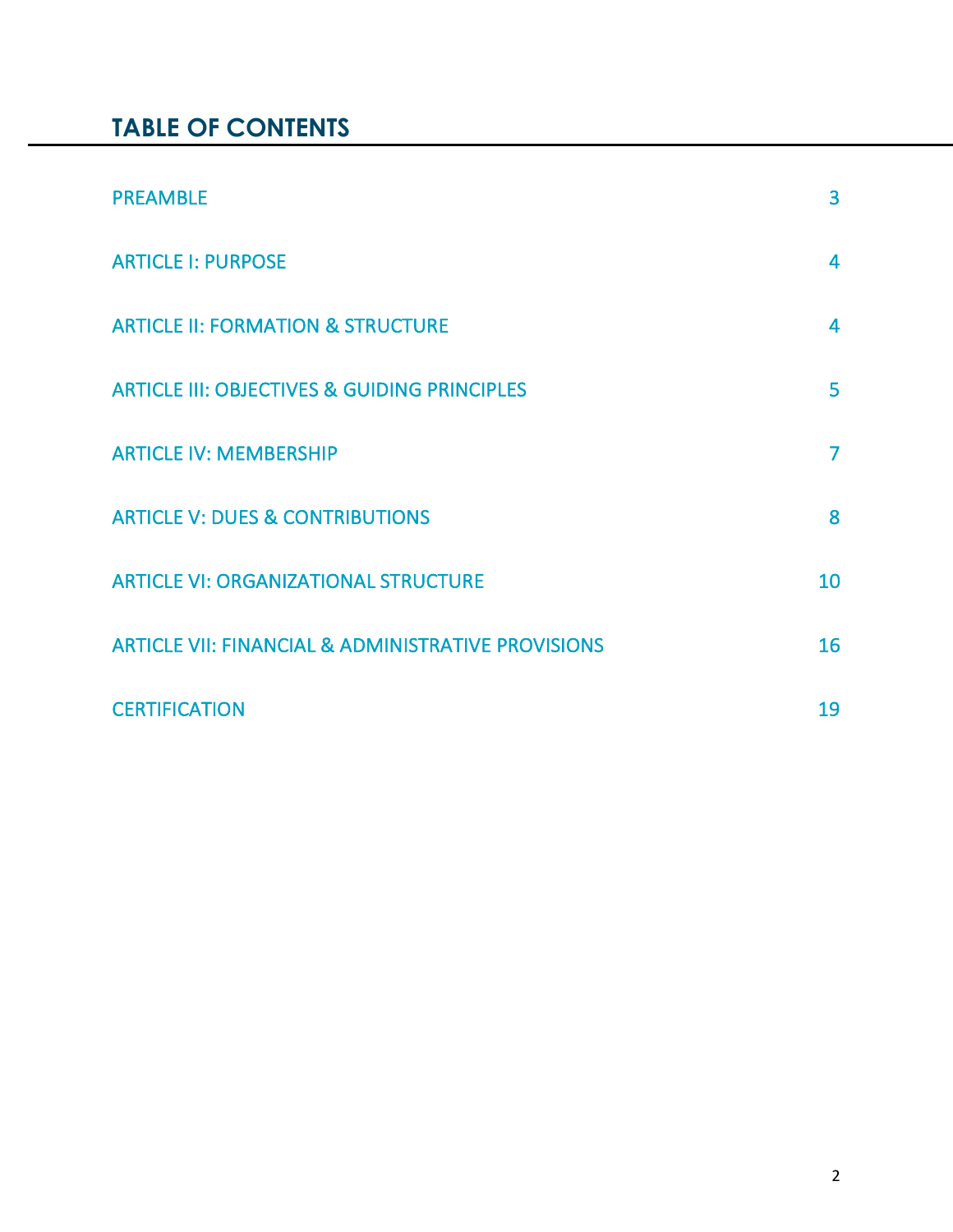# TABLE OF CONTENTS

| | |
|---|---|
| PREAMBLE | 3 |
| ARTICLE I: PURPOSE | 4 |
| ARTICLE II: FORMATION & STRUCTURE | 4 |
| ARTICLE III: OBJECTIVES & GUIDING PRINCIPLES | 5 |
| ARTICLE IV: MEMBERSHIP | 7 |
| ARTICLE V: DUES & CONTRIBUTIONS | 8 |
| ARTICLE VI: ORGANIZATIONAL STRUCTURE | 10 |
| ARTICLE VII: FINANCIAL & ADMINISTRATIVE PROVISIONS | 16 |
| CERTIFICATION | 19 |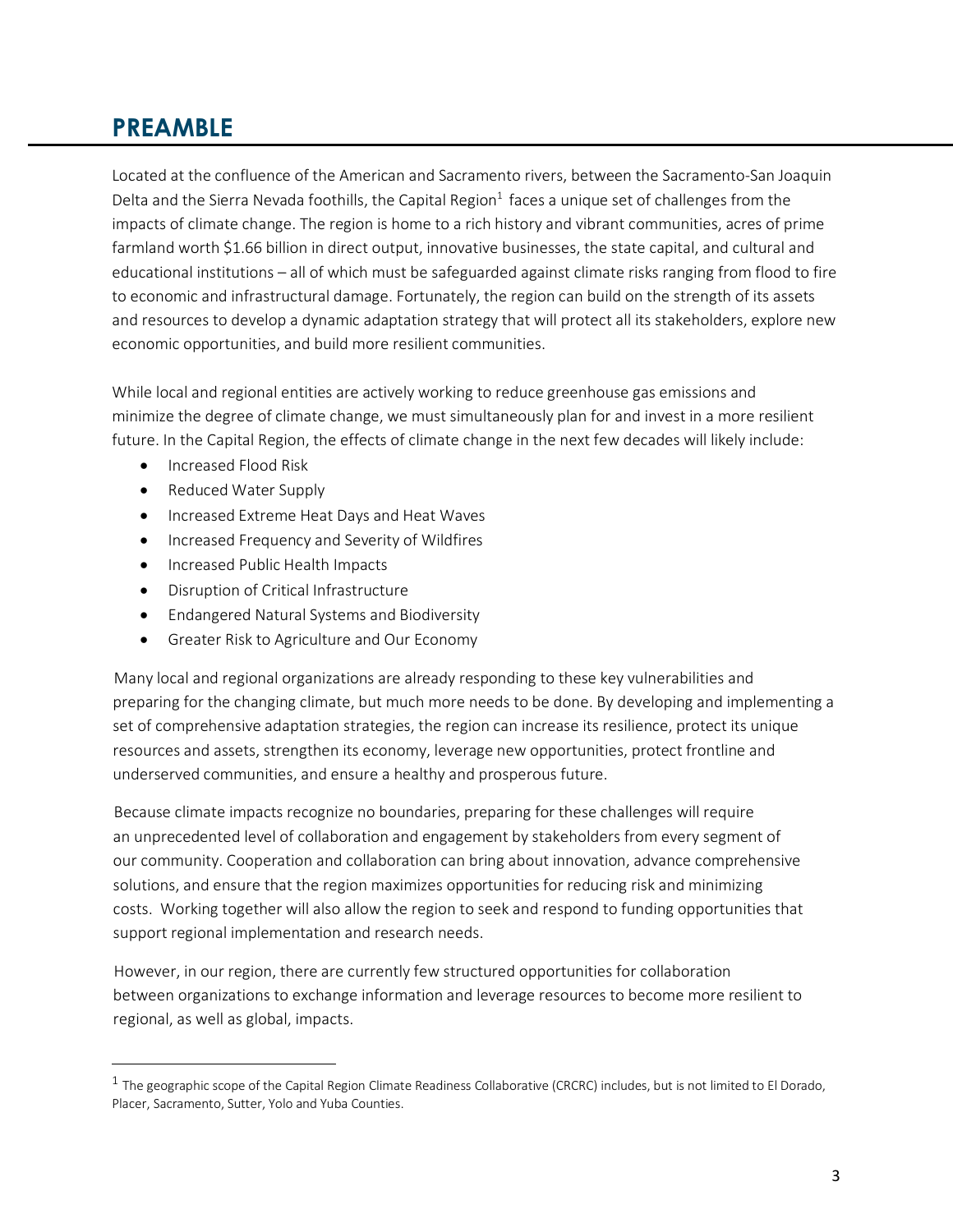# PREAMBLE

Located at the confluence of the American and Sacramento rivers, between the Sacramento-San Joaquin Delta and the Sierra Nevada foothills, the Capital Region[1] faces a unique set of challenges from the impacts of climate change. The region is home to a rich history and vibrant communities, acres of prime farmland worth $1.66 billion in direct output, innovative businesses, the state capital, and cultural and educational institutions – all of which must be safeguarded against climate risks ranging from flood to fire to economic and infrastructural damage. Fortunately, the region can build on the strength of its assets and resources to develop a dynamic adaptation strategy that will protect all its stakeholders, explore new economic opportunities, and build more resilient communities.

While local and regional entities are actively working to reduce greenhouse gas emissions and minimize the degree of climate change, we must simultaneously plan for and invest in a more resilient future. In the Capital Region, the effects of climate change in the next few decades will likely include:

- Increased Flood Risk
- Reduced Water Supply
- Increased Extreme Heat Days and Heat Waves
- Increased Frequency and Severity of Wildfires
- Increased Public Health Impacts
- Disruption of Critical Infrastructure
- Endangered Natural Systems and Biodiversity
- Greater Risk to Agriculture and Our Economy

Many local and regional organizations are already responding to these key vulnerabilities and preparing for the changing climate, but much more needs to be done. By developing and implementing a set of comprehensive adaptation strategies, the region can increase its resilience, protect its unique resources and assets, strengthen its economy, leverage new opportunities, protect frontline and underserved communities, and ensure a healthy and prosperous future.

Because climate impacts recognize no boundaries, preparing for these challenges will require an unprecedented level of collaboration and engagement by stakeholders from every segment of our community. Cooperation and collaboration can bring about innovation, advance comprehensive solutions, and ensure that the region maximizes opportunities for reducing risk and minimizing costs. Working together will also allow the region to seek and respond to funding opportunities that support regional implementation and research needs.

However, in our region, there are currently few structured opportunities for collaboration between organizations to exchange information and leverage resources to become more resilient to regional, as well as global, impacts.

---

[1] The geographic scope of the Capital Region Climate Readiness Collaborative (CRCRC) includes, but is not limited to El Dorado, Placer, Sacramento, Sutter, Yolo and Yuba Counties.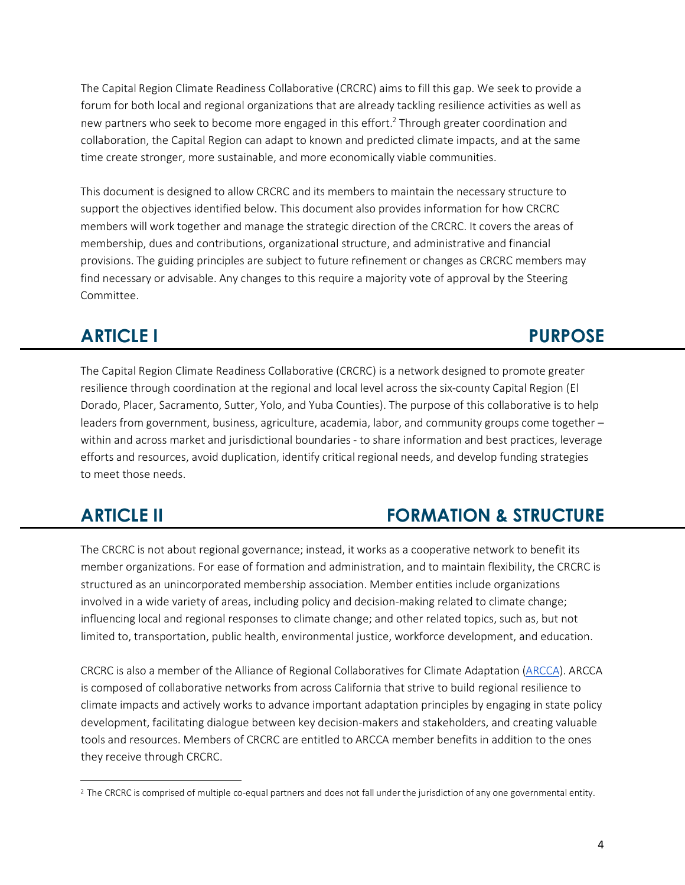The Capital Region Climate Readiness Collaborative (CRCRC) aims to fill this gap. We seek to provide a forum for both local and regional organizations that are already tackling resilience activities as well as new partners who seek to become more engaged in this effort.[2] Through greater coordination and collaboration, the Capital Region can adapt to known and predicted climate impacts, and at the same time create stronger, more sustainable, and more economically viable communities.

This document is designed to allow CRCRC and its members to maintain the necessary structure to support the objectives identified below. This document also provides information for how CRCRC members will work together and manage the strategic direction of the CRCRC. It covers the areas of membership, dues and contributions, organizational structure, and administrative and financial provisions. The guiding principles are subject to future refinement or changes as CRCRC members may find necessary or advisable. Any changes to this require a majority vote of approval by the Steering Committee.

## ARTICLE I PURPOSE

The Capital Region Climate Readiness Collaborative (CRCRC) is a network designed to promote greater resilience through coordination at the regional and local level across the six-county Capital Region (El Dorado, Placer, Sacramento, Sutter, Yolo, and Yuba Counties). The purpose of this collaborative is to help leaders from government, business, agriculture, academia, labor, and community groups come together – within and across market and jurisdictional boundaries - to share information and best practices, leverage efforts and resources, avoid duplication, identify critical regional needs, and develop funding strategies to meet those needs.

## ARTICLE II FORMATION & STRUCTURE

The CRCRC is not about regional governance; instead, it works as a cooperative network to benefit its member organizations. For ease of formation and administration, and to maintain flexibility, the CRCRC is structured as an unincorporated membership association. Member entities include organizations involved in a wide variety of areas, including policy and decision-making related to climate change; influencing local and regional responses to climate change; and other related topics, such as, but not limited to, transportation, public health, environmental justice, workforce development, and education.

CRCRC is also a member of the Alliance of Regional Collaboratives for Climate Adaptation (ARCCA). ARCCA is composed of collaborative networks from across California that strive to build regional resilience to climate impacts and actively works to advance important adaptation principles by engaging in state policy development, facilitating dialogue between key decision-makers and stakeholders, and creating valuable tools and resources. Members of CRCRC are entitled to ARCCA member benefits in addition to the ones they receive through CRCRC.

[2] The CRCRC is comprised of multiple co-equal partners and does not fall under the jurisdiction of any one governmental entity.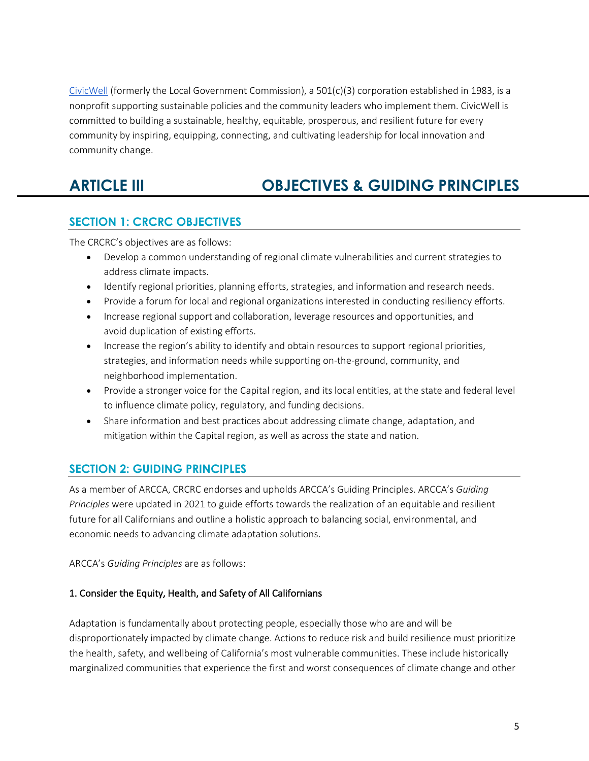[CivicWell](#) (formerly the Local Government Commission), a 501(c)(3) corporation established in 1983, is a nonprofit supporting sustainable policies and the community leaders who implement them. CivicWell is committed to building a sustainable, healthy, equitable, prosperous, and resilient future for every community by inspiring, equipping, connecting, and cultivating leadership for local innovation and community change.

# ARTICLE III OBJECTIVES & GUIDING PRINCIPLES

## SECTION 1: CRCRC OBJECTIVES

The CRCRC's objectives are as follows:

- Develop a common understanding of regional climate vulnerabilities and current strategies to address climate impacts.
- Identify regional priorities, planning efforts, strategies, and information and research needs.
- Provide a forum for local and regional organizations interested in conducting resiliency efforts.
- Increase regional support and collaboration, leverage resources and opportunities, and avoid duplication of existing efforts.
- Increase the region's ability to identify and obtain resources to support regional priorities, strategies, and information needs while supporting on-the-ground, community, and neighborhood implementation.
- Provide a stronger voice for the Capital region, and its local entities, at the state and federal level to influence climate policy, regulatory, and funding decisions.
- Share information and best practices about addressing climate change, adaptation, and mitigation within the Capital region, as well as across the state and nation.

## SECTION 2: GUIDING PRINCIPLES

As a member of ARCCA, CRCRC endorses and upholds ARCCA's Guiding Principles. ARCCA's *Guiding Principles* were updated in 2021 to guide efforts towards the realization of an equitable and resilient future for all Californians and outline a holistic approach to balancing social, environmental, and economic needs to advancing climate adaptation solutions.

ARCCA's *Guiding Principles* are as follows:

### 1. Consider the Equity, Health, and Safety of All Californians

Adaptation is fundamentally about protecting people, especially those who are and will be disproportionately impacted by climate change. Actions to reduce risk and build resilience must prioritize the health, safety, and wellbeing of California's most vulnerable communities. These include historically marginalized communities that experience the first and worst consequences of climate change and other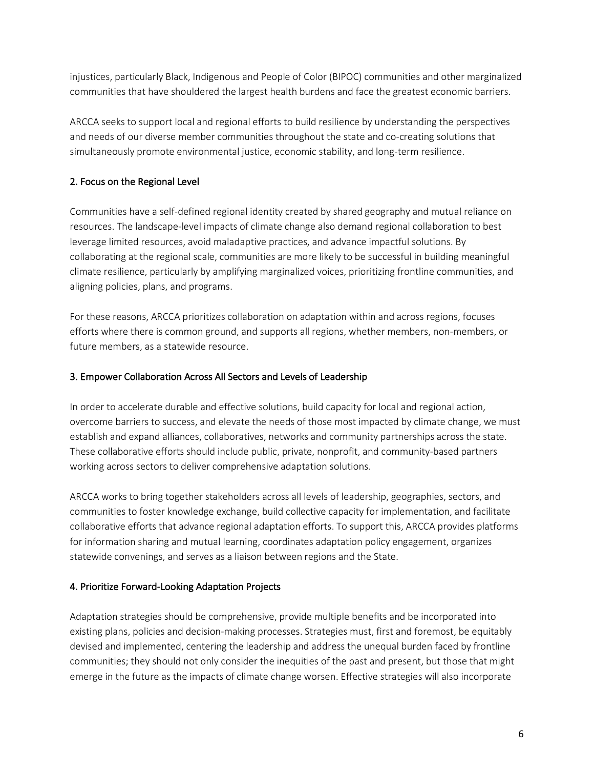injustices, particularly Black, Indigenous and People of Color (BIPOC) communities and other marginalized communities that have shouldered the largest health burdens and face the greatest economic barriers.

ARCCA seeks to support local and regional efforts to build resilience by understanding the perspectives and needs of our diverse member communities throughout the state and co-creating solutions that simultaneously promote environmental justice, economic stability, and long-term resilience.

## 2. Focus on the Regional Level

Communities have a self-defined regional identity created by shared geography and mutual reliance on resources. The landscape-level impacts of climate change also demand regional collaboration to best leverage limited resources, avoid maladaptive practices, and advance impactful solutions. By collaborating at the regional scale, communities are more likely to be successful in building meaningful climate resilience, particularly by amplifying marginalized voices, prioritizing frontline communities, and aligning policies, plans, and programs.

For these reasons, ARCCA prioritizes collaboration on adaptation within and across regions, focuses efforts where there is common ground, and supports all regions, whether members, non-members, or future members, as a statewide resource.

## 3. Empower Collaboration Across All Sectors and Levels of Leadership

In order to accelerate durable and effective solutions, build capacity for local and regional action, overcome barriers to success, and elevate the needs of those most impacted by climate change, we must establish and expand alliances, collaboratives, networks and community partnerships across the state. These collaborative efforts should include public, private, nonprofit, and community-based partners working across sectors to deliver comprehensive adaptation solutions.

ARCCA works to bring together stakeholders across all levels of leadership, geographies, sectors, and communities to foster knowledge exchange, build collective capacity for implementation, and facilitate collaborative efforts that advance regional adaptation efforts. To support this, ARCCA provides platforms for information sharing and mutual learning, coordinates adaptation policy engagement, organizes statewide convenings, and serves as a liaison between regions and the State.

## 4. Prioritize Forward-Looking Adaptation Projects

Adaptation strategies should be comprehensive, provide multiple benefits and be incorporated into existing plans, policies and decision-making processes. Strategies must, first and foremost, be equitably devised and implemented, centering the leadership and address the unequal burden faced by frontline communities; they should not only consider the inequities of the past and present, but those that might emerge in the future as the impacts of climate change worsen. Effective strategies will also incorporate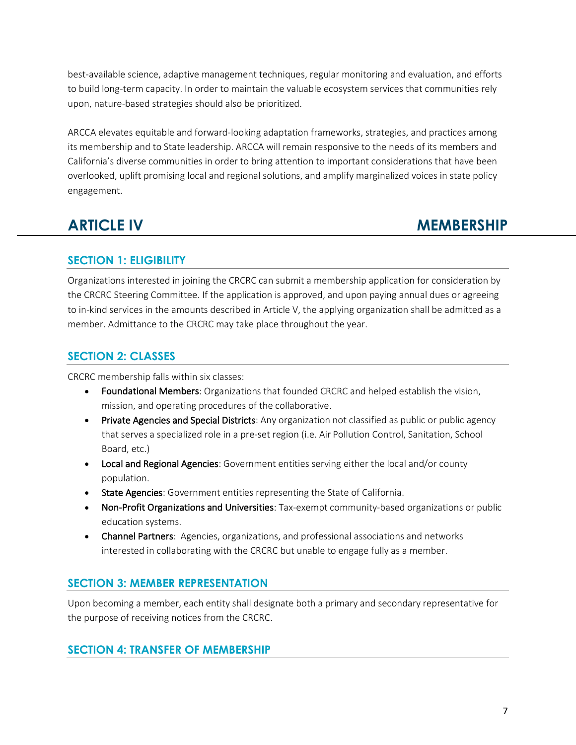best-available science, adaptive management techniques, regular monitoring and evaluation, and efforts to build long-term capacity. In order to maintain the valuable ecosystem services that communities rely upon, nature-based strategies should also be prioritized.

ARCCA elevates equitable and forward-looking adaptation frameworks, strategies, and practices among its membership and to State leadership. ARCCA will remain responsive to the needs of its members and California's diverse communities in order to bring attention to important considerations that have been overlooked, uplift promising local and regional solutions, and amplify marginalized voices in state policy engagement.

# ARTICLE IV MEMBERSHIP

## SECTION 1: ELIGIBILITY

Organizations interested in joining the CRCRC can submit a membership application for consideration by the CRCRC Steering Committee. If the application is approved, and upon paying annual dues or agreeing to in-kind services in the amounts described in Article V, the applying organization shall be admitted as a member. Admittance to the CRCRC may take place throughout the year.

## SECTION 2: CLASSES

CRCRC membership falls within six classes:

- Foundational Members: Organizations that founded CRCRC and helped establish the vision, mission, and operating procedures of the collaborative.
- Private Agencies and Special Districts: Any organization not classified as public or public agency that serves a specialized role in a pre-set region (i.e. Air Pollution Control, Sanitation, School Board, etc.)
- Local and Regional Agencies: Government entities serving either the local and/or county population.
- State Agencies: Government entities representing the State of California.
- Non-Profit Organizations and Universities: Tax-exempt community-based organizations or public education systems.
- Channel Partners: Agencies, organizations, and professional associations and networks interested in collaborating with the CRCRC but unable to engage fully as a member.

## SECTION 3: MEMBER REPRESENTATION

Upon becoming a member, each entity shall designate both a primary and secondary representative for the purpose of receiving notices from the CRCRC.

## SECTION 4: TRANSFER OF MEMBERSHIP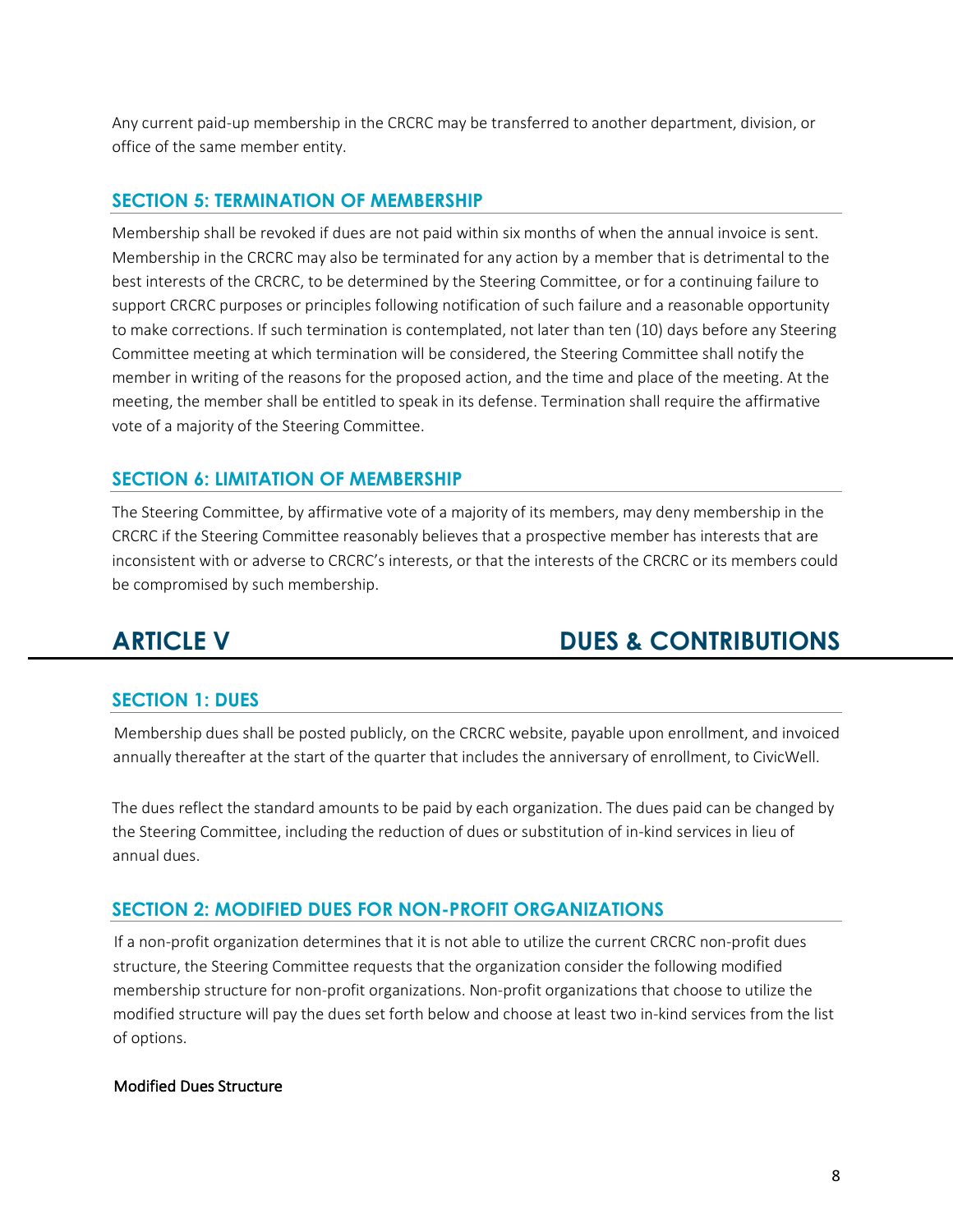Any current paid-up membership in the CRCRC may be transferred to another department, division, or office of the same member entity.

### SECTION 5: TERMINATION OF MEMBERSHIP

Membership shall be revoked if dues are not paid within six months of when the annual invoice is sent. Membership in the CRCRC may also be terminated for any action by a member that is detrimental to the best interests of the CRCRC, to be determined by the Steering Committee, or for a continuing failure to support CRCRC purposes or principles following notification of such failure and a reasonable opportunity to make corrections. If such termination is contemplated, not later than ten (10) days before any Steering Committee meeting at which termination will be considered, the Steering Committee shall notify the member in writing of the reasons for the proposed action, and the time and place of the meeting. At the meeting, the member shall be entitled to speak in its defense. Termination shall require the affirmative vote of a majority of the Steering Committee.

### SECTION 6: LIMITATION OF MEMBERSHIP

The Steering Committee, by affirmative vote of a majority of its members, may deny membership in the CRCRC if the Steering Committee reasonably believes that a prospective member has interests that are inconsistent with or adverse to CRCRC's interests, or that the interests of the CRCRC or its members could be compromised by such membership.

## ARTICLE V DUES & CONTRIBUTIONS

### SECTION 1: DUES

Membership dues shall be posted publicly, on the CRCRC website, payable upon enrollment, and invoiced annually thereafter at the start of the quarter that includes the anniversary of enrollment, to CivicWell.

The dues reflect the standard amounts to be paid by each organization. The dues paid can be changed by the Steering Committee, including the reduction of dues or substitution of in-kind services in lieu of annual dues.

### SECTION 2: MODIFIED DUES FOR NON-PROFIT ORGANIZATIONS

If a non-profit organization determines that it is not able to utilize the current CRCRC non-profit dues structure, the Steering Committee requests that the organization consider the following modified membership structure for non-profit organizations. Non-profit organizations that choose to utilize the modified structure will pay the dues set forth below and choose at least two in-kind services from the list of options.

Modified Dues Structure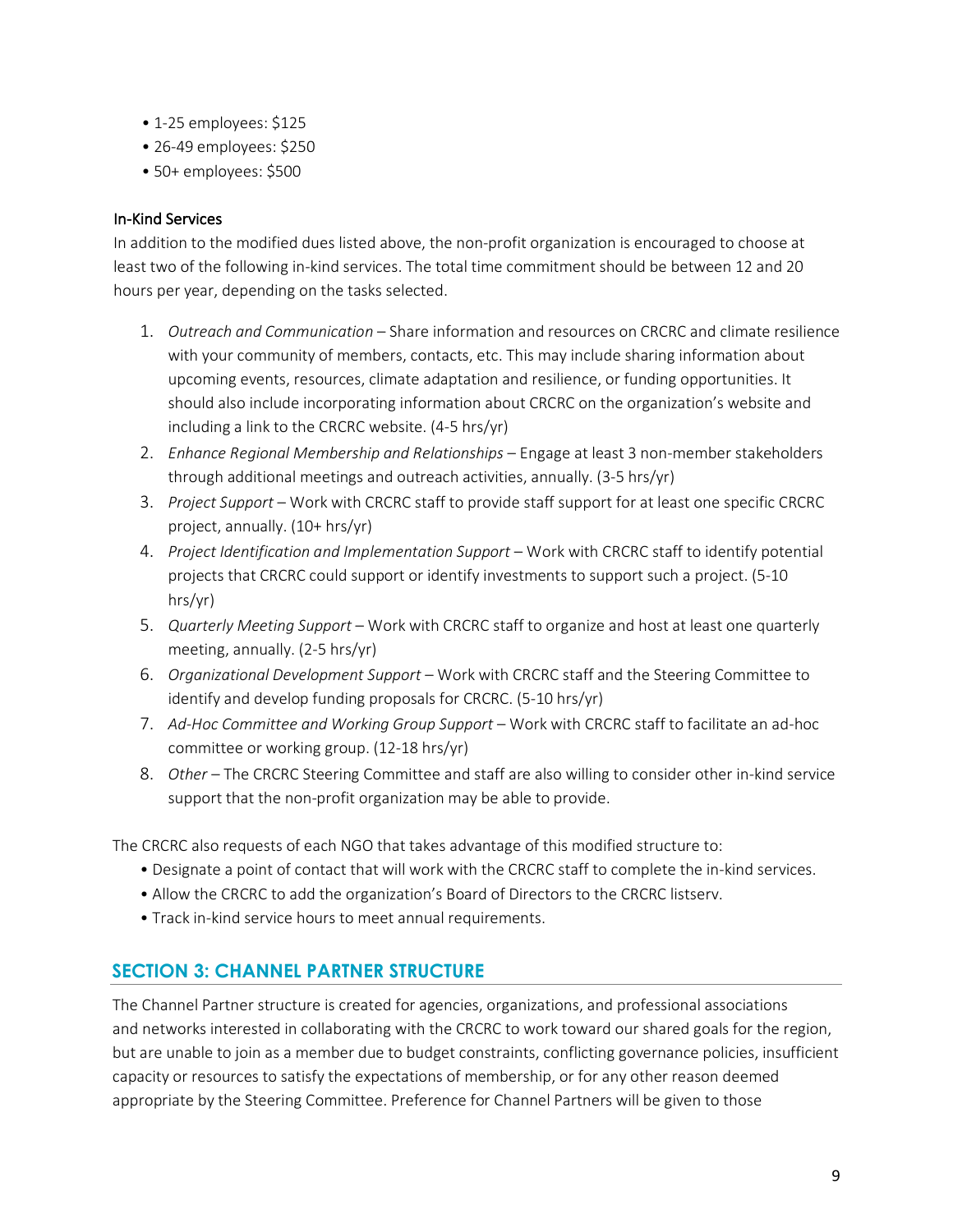- 1-25 employees: $125
- 26-49 employees: $250
- 50+ employees: $500

### In-Kind Services

In addition to the modified dues listed above, the non-profit organization is encouraged to choose at least two of the following in-kind services. The total time commitment should be between 12 and 20 hours per year, depending on the tasks selected.

1. *Outreach and Communication* – Share information and resources on CRCRC and climate resilience with your community of members, contacts, etc. This may include sharing information about upcoming events, resources, climate adaptation and resilience, or funding opportunities. It should also include incorporating information about CRCRC on the organization's website and including a link to the CRCRC website. (4-5 hrs/yr)
2. *Enhance Regional Membership and Relationships* – Engage at least 3 non-member stakeholders through additional meetings and outreach activities, annually. (3-5 hrs/yr)
3. *Project Support* – Work with CRCRC staff to provide staff support for at least one specific CRCRC project, annually. (10+ hrs/yr)
4. *Project Identification and Implementation Support* – Work with CRCRC staff to identify potential projects that CRCRC could support or identify investments to support such a project. (5-10 hrs/yr)
5. *Quarterly Meeting Support* – Work with CRCRC staff to organize and host at least one quarterly meeting, annually. (2-5 hrs/yr)
6. *Organizational Development Support* – Work with CRCRC staff and the Steering Committee to identify and develop funding proposals for CRCRC. (5-10 hrs/yr)
7. *Ad-Hoc Committee and Working Group Support* – Work with CRCRC staff to facilitate an ad-hoc committee or working group. (12-18 hrs/yr)
8. *Other* – The CRCRC Steering Committee and staff are also willing to consider other in-kind service support that the non-profit organization may be able to provide.

The CRCRC also requests of each NGO that takes advantage of this modified structure to:

- Designate a point of contact that will work with the CRCRC staff to complete the in-kind services.
- Allow the CRCRC to add the organization's Board of Directors to the CRCRC listserv.
- Track in-kind service hours to meet annual requirements.

## SECTION 3: CHANNEL PARTNER STRUCTURE

The Channel Partner structure is created for agencies, organizations, and professional associations and networks interested in collaborating with the CRCRC to work toward our shared goals for the region, but are unable to join as a member due to budget constraints, conflicting governance policies, insufficient capacity or resources to satisfy the expectations of membership, or for any other reason deemed appropriate by the Steering Committee. Preference for Channel Partners will be given to those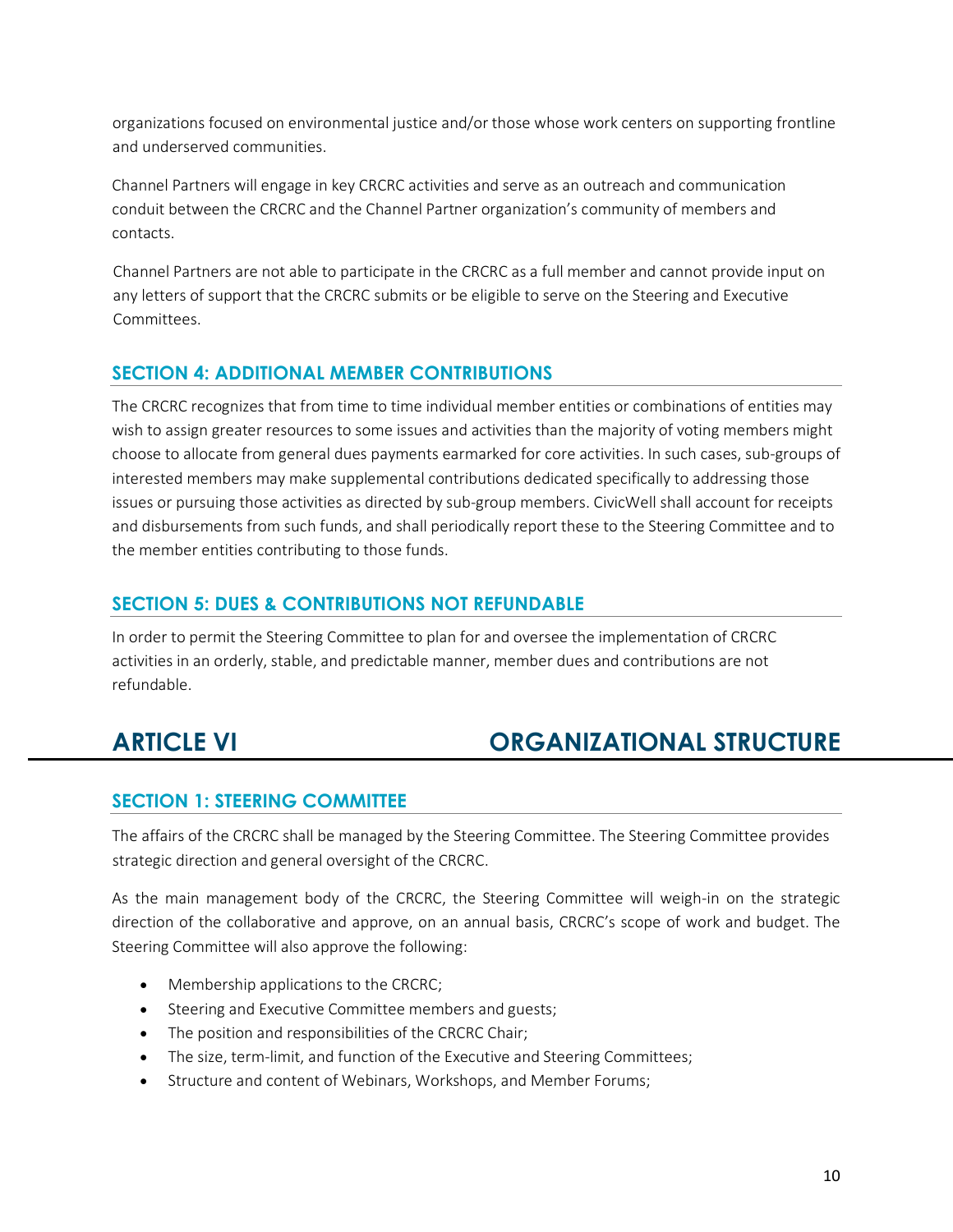organizations focused on environmental justice and/or those whose work centers on supporting frontline and underserved communities.

Channel Partners will engage in key CRCRC activities and serve as an outreach and communication conduit between the CRCRC and the Channel Partner organization's community of members and contacts.

Channel Partners are not able to participate in the CRCRC as a full member and cannot provide input on any letters of support that the CRCRC submits or be eligible to serve on the Steering and Executive Committees.

### SECTION 4: ADDITIONAL MEMBER CONTRIBUTIONS

The CRCRC recognizes that from time to time individual member entities or combinations of entities may wish to assign greater resources to some issues and activities than the majority of voting members might choose to allocate from general dues payments earmarked for core activities. In such cases, sub-groups of interested members may make supplemental contributions dedicated specifically to addressing those issues or pursuing those activities as directed by sub-group members. CivicWell shall account for receipts and disbursements from such funds, and shall periodically report these to the Steering Committee and to the member entities contributing to those funds.

### SECTION 5: DUES & CONTRIBUTIONS NOT REFUNDABLE

In order to permit the Steering Committee to plan for and oversee the implementation of CRCRC activities in an orderly, stable, and predictable manner, member dues and contributions are not refundable.

## ARTICLE VI ORGANIZATIONAL STRUCTURE

### SECTION 1: STEERING COMMITTEE

The affairs of the CRCRC shall be managed by the Steering Committee. The Steering Committee provides strategic direction and general oversight of the CRCRC.

As the main management body of the CRCRC, the Steering Committee will weigh-in on the strategic direction of the collaborative and approve, on an annual basis, CRCRC's scope of work and budget. The Steering Committee will also approve the following:

- Membership applications to the CRCRC;
- Steering and Executive Committee members and guests;
- The position and responsibilities of the CRCRC Chair;
- The size, term-limit, and function of the Executive and Steering Committees;
- Structure and content of Webinars, Workshops, and Member Forums;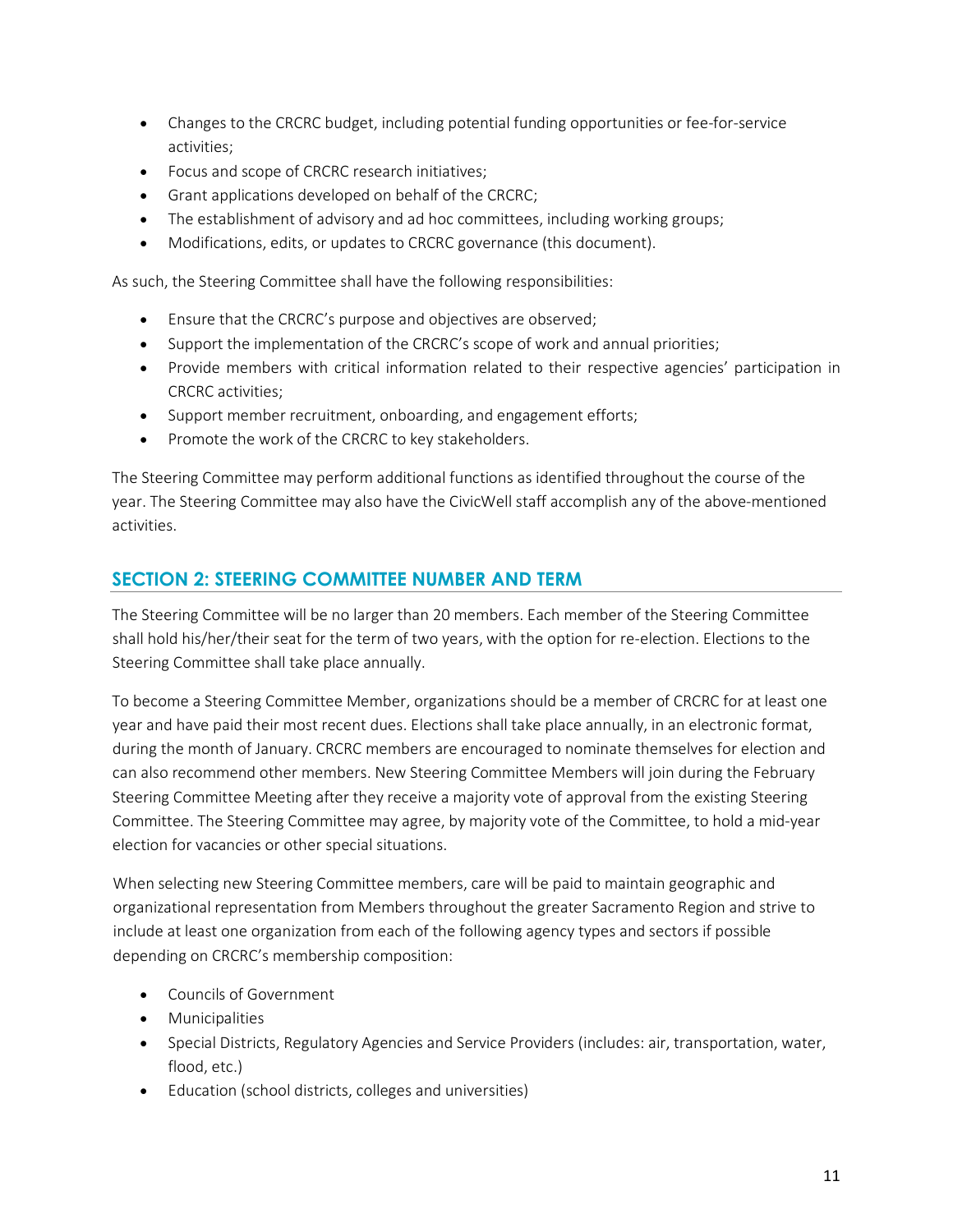- Changes to the CRCRC budget, including potential funding opportunities or fee-for-service activities;
- Focus and scope of CRCRC research initiatives;
- Grant applications developed on behalf of the CRCRC;
- The establishment of advisory and ad hoc committees, including working groups;
- Modifications, edits, or updates to CRCRC governance (this document).

As such, the Steering Committee shall have the following responsibilities:

- Ensure that the CRCRC's purpose and objectives are observed;
- Support the implementation of the CRCRC's scope of work and annual priorities;
- Provide members with critical information related to their respective agencies' participation in CRCRC activities;
- Support member recruitment, onboarding, and engagement efforts;
- Promote the work of the CRCRC to key stakeholders.

The Steering Committee may perform additional functions as identified throughout the course of the year. The Steering Committee may also have the CivicWell staff accomplish any of the above-mentioned activities.

## SECTION 2: STEERING COMMITTEE NUMBER AND TERM

The Steering Committee will be no larger than 20 members. Each member of the Steering Committee shall hold his/her/their seat for the term of two years, with the option for re-election. Elections to the Steering Committee shall take place annually.

To become a Steering Committee Member, organizations should be a member of CRCRC for at least one year and have paid their most recent dues. Elections shall take place annually, in an electronic format, during the month of January. CRCRC members are encouraged to nominate themselves for election and can also recommend other members. New Steering Committee Members will join during the February Steering Committee Meeting after they receive a majority vote of approval from the existing Steering Committee. The Steering Committee may agree, by majority vote of the Committee, to hold a mid-year election for vacancies or other special situations.

When selecting new Steering Committee members, care will be paid to maintain geographic and organizational representation from Members throughout the greater Sacramento Region and strive to include at least one organization from each of the following agency types and sectors if possible depending on CRCRC's membership composition:

- Councils of Government
- Municipalities
- Special Districts, Regulatory Agencies and Service Providers (includes: air, transportation, water, flood, etc.)
- Education (school districts, colleges and universities)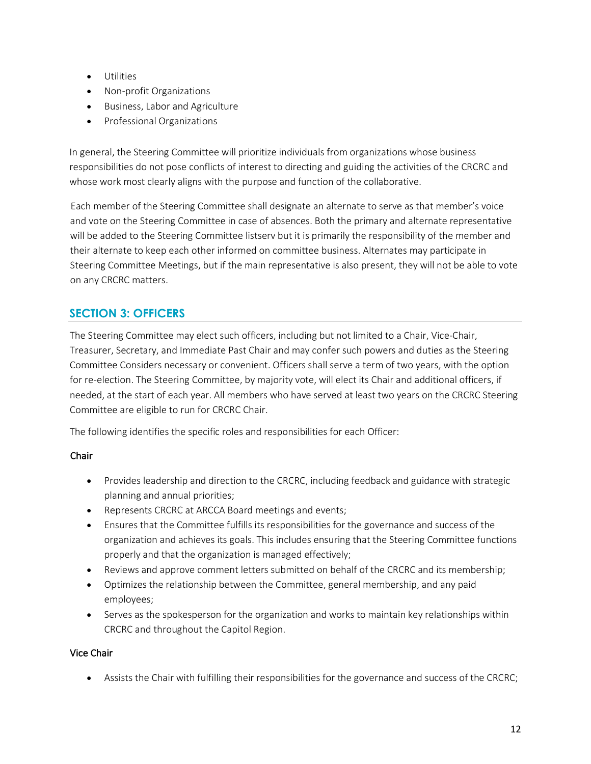- Utilities
- Non-profit Organizations
- Business, Labor and Agriculture
- Professional Organizations

In general, the Steering Committee will prioritize individuals from organizations whose business responsibilities do not pose conflicts of interest to directing and guiding the activities of the CRCRC and whose work most clearly aligns with the purpose and function of the collaborative.

Each member of the Steering Committee shall designate an alternate to serve as that member's voice and vote on the Steering Committee in case of absences. Both the primary and alternate representative will be added to the Steering Committee listserv but it is primarily the responsibility of the member and their alternate to keep each other informed on committee business. Alternates may participate in Steering Committee Meetings, but if the main representative is also present, they will not be able to vote on any CRCRC matters.

## SECTION 3: OFFICERS

The Steering Committee may elect such officers, including but not limited to a Chair, Vice-Chair, Treasurer, Secretary, and Immediate Past Chair and may confer such powers and duties as the Steering Committee Considers necessary or convenient. Officers shall serve a term of two years, with the option for re-election. The Steering Committee, by majority vote, will elect its Chair and additional officers, if needed, at the start of each year. All members who have served at least two years on the CRCRC Steering Committee are eligible to run for CRCRC Chair.

The following identifies the specific roles and responsibilities for each Officer:

### Chair

- Provides leadership and direction to the CRCRC, including feedback and guidance with strategic planning and annual priorities;
- Represents CRCRC at ARCCA Board meetings and events;
- Ensures that the Committee fulfills its responsibilities for the governance and success of the organization and achieves its goals. This includes ensuring that the Steering Committee functions properly and that the organization is managed effectively;
- Reviews and approve comment letters submitted on behalf of the CRCRC and its membership;
- Optimizes the relationship between the Committee, general membership, and any paid employees;
- Serves as the spokesperson for the organization and works to maintain key relationships within CRCRC and throughout the Capitol Region.

### Vice Chair

- Assists the Chair with fulfilling their responsibilities for the governance and success of the CRCRC;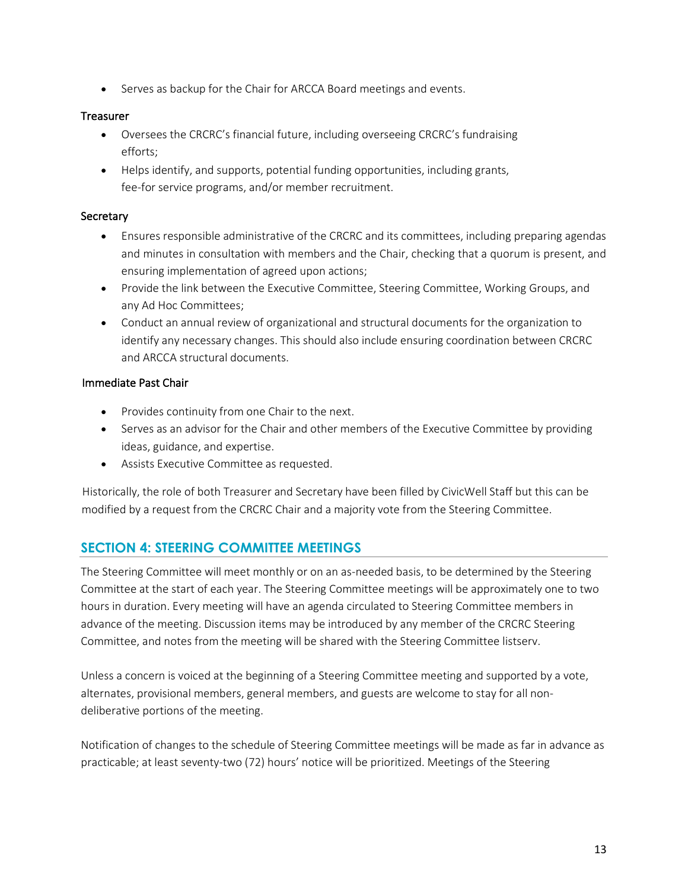- Serves as backup for the Chair for ARCCA Board meetings and events.

### Treasurer

- Oversees the CRCRC's financial future, including overseeing CRCRC's fundraising efforts;
- Helps identify, and supports, potential funding opportunities, including grants, fee-for service programs, and/or member recruitment.

### Secretary

- Ensures responsible administrative of the CRCRC and its committees, including preparing agendas and minutes in consultation with members and the Chair, checking that a quorum is present, and ensuring implementation of agreed upon actions;
- Provide the link between the Executive Committee, Steering Committee, Working Groups, and any Ad Hoc Committees;
- Conduct an annual review of organizational and structural documents for the organization to identify any necessary changes. This should also include ensuring coordination between CRCRC and ARCCA structural documents.

### Immediate Past Chair

- Provides continuity from one Chair to the next.
- Serves as an advisor for the Chair and other members of the Executive Committee by providing ideas, guidance, and expertise.
- Assists Executive Committee as requested.

Historically, the role of both Treasurer and Secretary have been filled by CivicWell Staff but this can be modified by a request from the CRCRC Chair and a majority vote from the Steering Committee.

## SECTION 4: STEERING COMMITTEE MEETINGS

The Steering Committee will meet monthly or on an as-needed basis, to be determined by the Steering Committee at the start of each year. The Steering Committee meetings will be approximately one to two hours in duration. Every meeting will have an agenda circulated to Steering Committee members in advance of the meeting. Discussion items may be introduced by any member of the CRCRC Steering Committee, and notes from the meeting will be shared with the Steering Committee listserv.

Unless a concern is voiced at the beginning of a Steering Committee meeting and supported by a vote, alternates, provisional members, general members, and guests are welcome to stay for all non-deliberative portions of the meeting.

Notification of changes to the schedule of Steering Committee meetings will be made as far in advance as practicable; at least seventy-two (72) hours' notice will be prioritized. Meetings of the Steering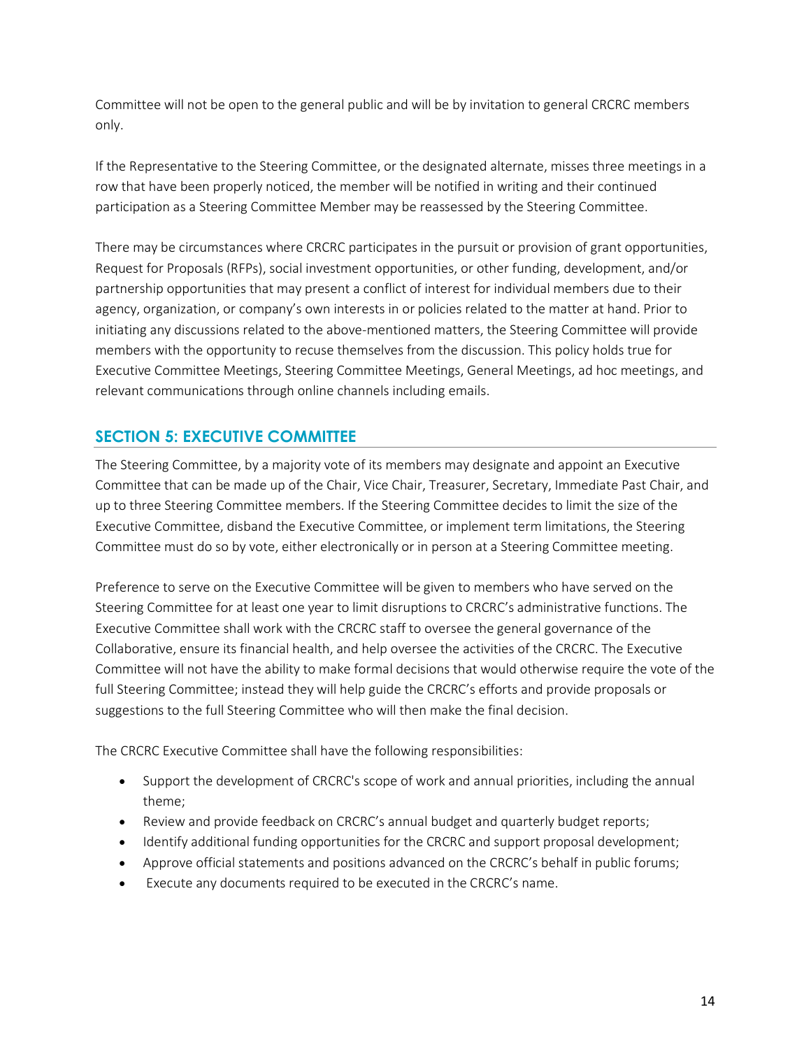Committee will not be open to the general public and will be by invitation to general CRCRC members only.

If the Representative to the Steering Committee, or the designated alternate, misses three meetings in a row that have been properly noticed, the member will be notified in writing and their continued participation as a Steering Committee Member may be reassessed by the Steering Committee.

There may be circumstances where CRCRC participates in the pursuit or provision of grant opportunities, Request for Proposals (RFPs), social investment opportunities, or other funding, development, and/or partnership opportunities that may present a conflict of interest for individual members due to their agency, organization, or company's own interests in or policies related to the matter at hand. Prior to initiating any discussions related to the above-mentioned matters, the Steering Committee will provide members with the opportunity to recuse themselves from the discussion. This policy holds true for Executive Committee Meetings, Steering Committee Meetings, General Meetings, ad hoc meetings, and relevant communications through online channels including emails.

## SECTION 5: EXECUTIVE COMMITTEE

The Steering Committee, by a majority vote of its members may designate and appoint an Executive Committee that can be made up of the Chair, Vice Chair, Treasurer, Secretary, Immediate Past Chair, and up to three Steering Committee members. If the Steering Committee decides to limit the size of the Executive Committee, disband the Executive Committee, or implement term limitations, the Steering Committee must do so by vote, either electronically or in person at a Steering Committee meeting.

Preference to serve on the Executive Committee will be given to members who have served on the Steering Committee for at least one year to limit disruptions to CRCRC's administrative functions. The Executive Committee shall work with the CRCRC staff to oversee the general governance of the Collaborative, ensure its financial health, and help oversee the activities of the CRCRC. The Executive Committee will not have the ability to make formal decisions that would otherwise require the vote of the full Steering Committee; instead they will help guide the CRCRC's efforts and provide proposals or suggestions to the full Steering Committee who will then make the final decision.

The CRCRC Executive Committee shall have the following responsibilities:

- Support the development of CRCRC's scope of work and annual priorities, including the annual theme;
- Review and provide feedback on CRCRC's annual budget and quarterly budget reports;
- Identify additional funding opportunities for the CRCRC and support proposal development;
- Approve official statements and positions advanced on the CRCRC's behalf in public forums;
- Execute any documents required to be executed in the CRCRC's name.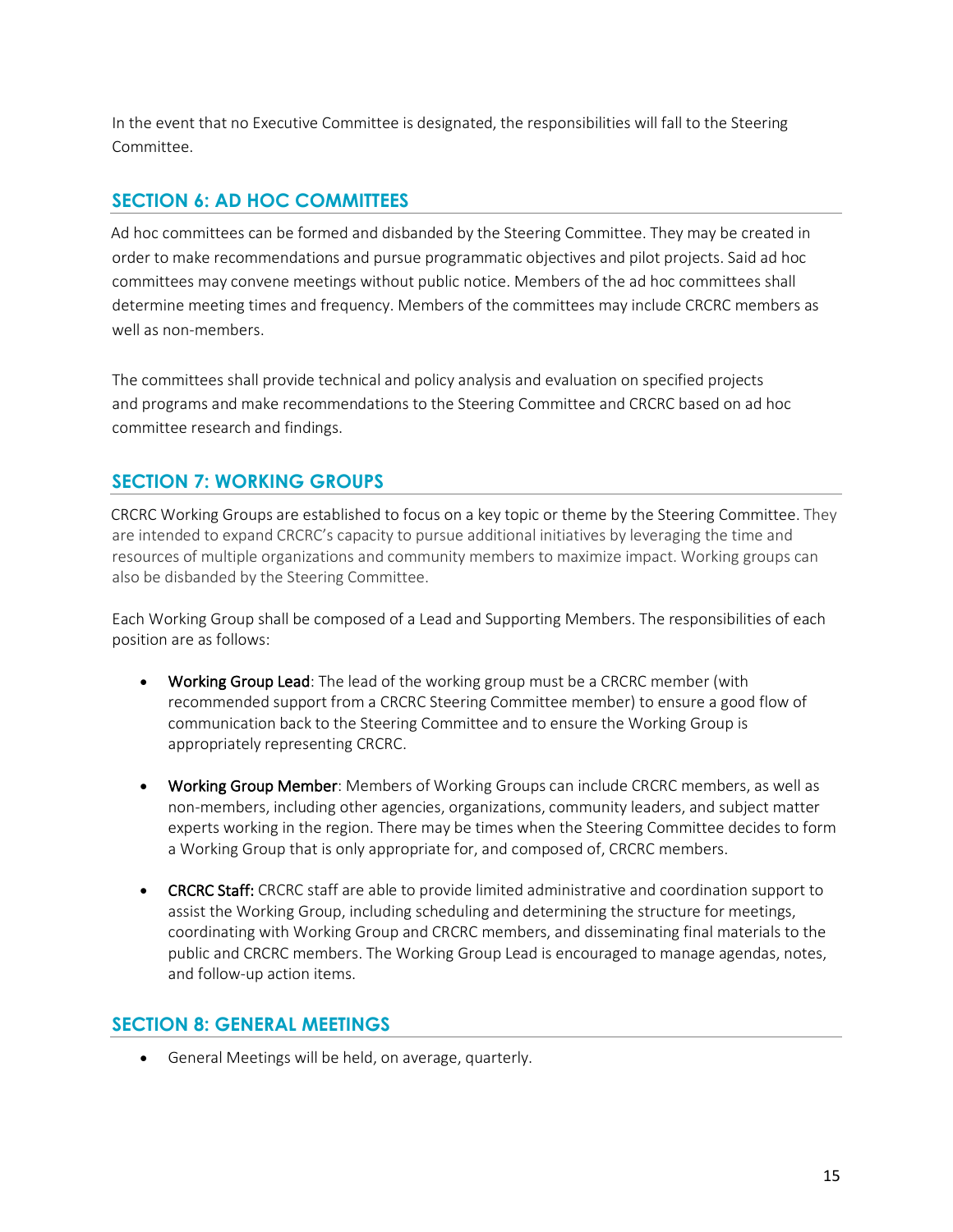In the event that no Executive Committee is designated, the responsibilities will fall to the Steering Committee.

## SECTION 6: AD HOC COMMITTEES

Ad hoc committees can be formed and disbanded by the Steering Committee. They may be created in order to make recommendations and pursue programmatic objectives and pilot projects. Said ad hoc committees may convene meetings without public notice. Members of the ad hoc committees shall determine meeting times and frequency. Members of the committees may include CRCRC members as well as non-members.

The committees shall provide technical and policy analysis and evaluation on specified projects and programs and make recommendations to the Steering Committee and CRCRC based on ad hoc committee research and findings.

## SECTION 7: WORKING GROUPS

CRCRC Working Groups are established to focus on a key topic or theme by the Steering Committee. They are intended to expand CRCRC's capacity to pursue additional initiatives by leveraging the time and resources of multiple organizations and community members to maximize impact. Working groups can also be disbanded by the Steering Committee.

Each Working Group shall be composed of a Lead and Supporting Members. The responsibilities of each position are as follows:

- Working Group Lead: The lead of the working group must be a CRCRC member (with recommended support from a CRCRC Steering Committee member) to ensure a good flow of communication back to the Steering Committee and to ensure the Working Group is appropriately representing CRCRC.

- Working Group Member: Members of Working Groups can include CRCRC members, as well as non-members, including other agencies, organizations, community leaders, and subject matter experts working in the region. There may be times when the Steering Committee decides to form a Working Group that is only appropriate for, and composed of, CRCRC members.

- CRCRC Staff: CRCRC staff are able to provide limited administrative and coordination support to assist the Working Group, including scheduling and determining the structure for meetings, coordinating with Working Group and CRCRC members, and disseminating final materials to the public and CRCRC members. The Working Group Lead is encouraged to manage agendas, notes, and follow-up action items.

## SECTION 8: GENERAL MEETINGS

- General Meetings will be held, on average, quarterly.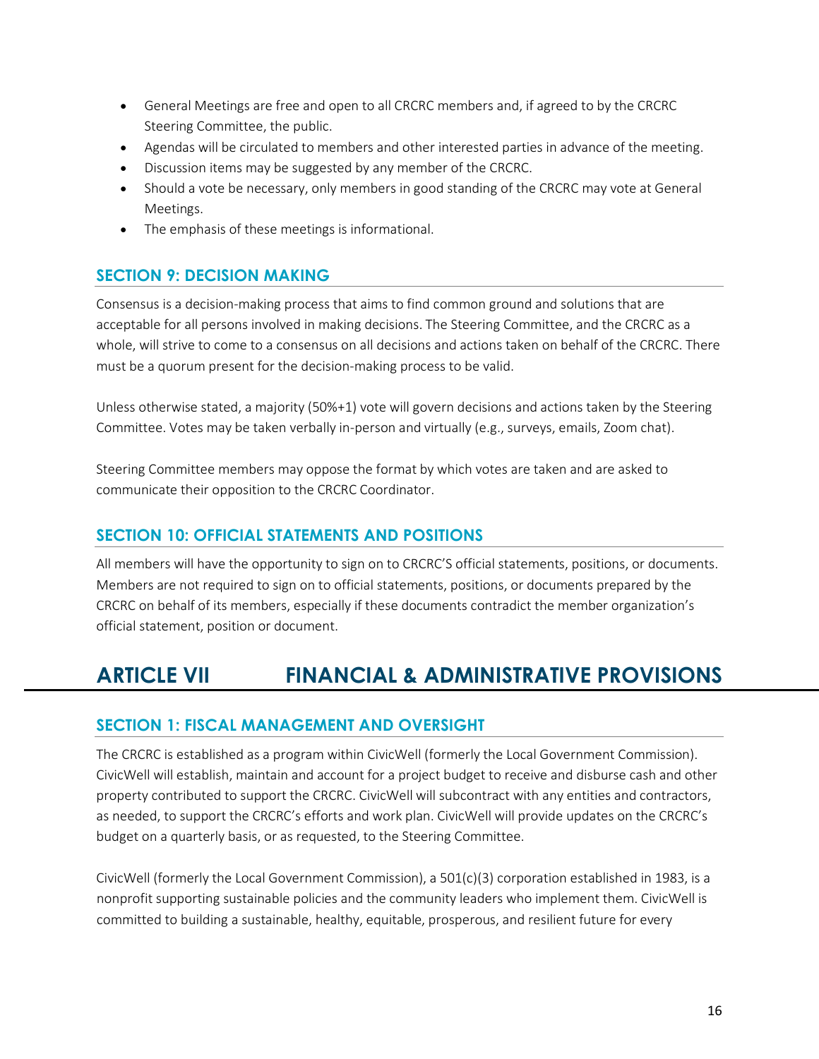- General Meetings are free and open to all CRCRC members and, if agreed to by the CRCRC Steering Committee, the public.
- Agendas will be circulated to members and other interested parties in advance of the meeting.
- Discussion items may be suggested by any member of the CRCRC.
- Should a vote be necessary, only members in good standing of the CRCRC may vote at General Meetings.
- The emphasis of these meetings is informational.

### SECTION 9: DECISION MAKING

Consensus is a decision-making process that aims to find common ground and solutions that are acceptable for all persons involved in making decisions. The Steering Committee, and the CRCRC as a whole, will strive to come to a consensus on all decisions and actions taken on behalf of the CRCRC. There must be a quorum present for the decision-making process to be valid.

Unless otherwise stated, a majority (50%+1) vote will govern decisions and actions taken by the Steering Committee. Votes may be taken verbally in-person and virtually (e.g., surveys, emails, Zoom chat).

Steering Committee members may oppose the format by which votes are taken and are asked to communicate their opposition to the CRCRC Coordinator.

### SECTION 10: OFFICIAL STATEMENTS AND POSITIONS

All members will have the opportunity to sign on to CRCRC'S official statements, positions, or documents. Members are not required to sign on to official statements, positions, or documents prepared by the CRCRC on behalf of its members, especially if these documents contradict the member organization's official statement, position or document.

## ARTICLE VII FINANCIAL & ADMINISTRATIVE PROVISIONS

### SECTION 1: FISCAL MANAGEMENT AND OVERSIGHT

The CRCRC is established as a program within CivicWell (formerly the Local Government Commission). CivicWell will establish, maintain and account for a project budget to receive and disburse cash and other property contributed to support the CRCRC. CivicWell will subcontract with any entities and contractors, as needed, to support the CRCRC's efforts and work plan. CivicWell will provide updates on the CRCRC's budget on a quarterly basis, or as requested, to the Steering Committee.

CivicWell (formerly the Local Government Commission), a 501(c)(3) corporation established in 1983, is a nonprofit supporting sustainable policies and the community leaders who implement them. CivicWell is committed to building a sustainable, healthy, equitable, prosperous, and resilient future for every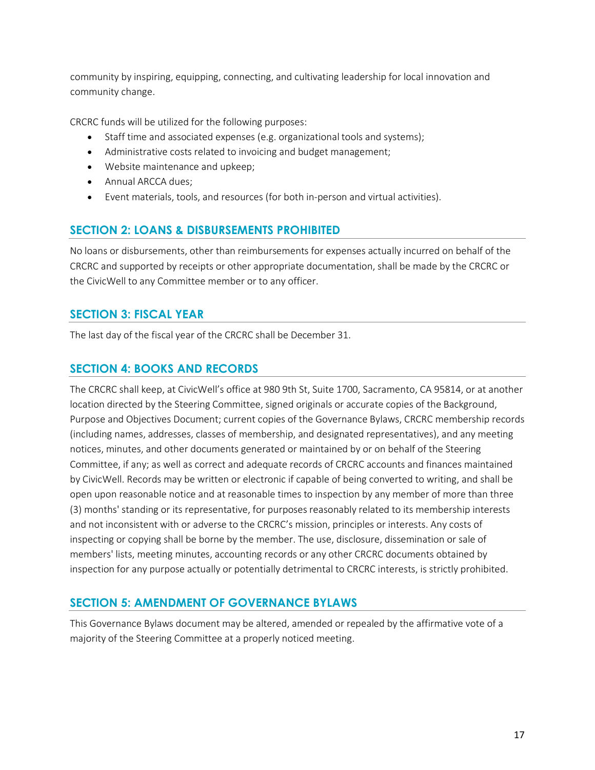community by inspiring, equipping, connecting, and cultivating leadership for local innovation and community change.

CRCRC funds will be utilized for the following purposes:

- Staff time and associated expenses (e.g. organizational tools and systems);
- Administrative costs related to invoicing and budget management;
- Website maintenance and upkeep;
- Annual ARCCA dues;
- Event materials, tools, and resources (for both in-person and virtual activities).

## SECTION 2: LOANS & DISBURSEMENTS PROHIBITED

No loans or disbursements, other than reimbursements for expenses actually incurred on behalf of the CRCRC and supported by receipts or other appropriate documentation, shall be made by the CRCRC or the CivicWell to any Committee member or to any officer.

## SECTION 3: FISCAL YEAR

The last day of the fiscal year of the CRCRC shall be December 31.

## SECTION 4: BOOKS AND RECORDS

The CRCRC shall keep, at CivicWell's office at 980 9th St, Suite 1700, Sacramento, CA 95814, or at another location directed by the Steering Committee, signed originals or accurate copies of the Background, Purpose and Objectives Document; current copies of the Governance Bylaws, CRCRC membership records (including names, addresses, classes of membership, and designated representatives), and any meeting notices, minutes, and other documents generated or maintained by or on behalf of the Steering Committee, if any; as well as correct and adequate records of CRCRC accounts and finances maintained by CivicWell. Records may be written or electronic if capable of being converted to writing, and shall be open upon reasonable notice and at reasonable times to inspection by any member of more than three (3) months' standing or its representative, for purposes reasonably related to its membership interests and not inconsistent with or adverse to the CRCRC's mission, principles or interests. Any costs of inspecting or copying shall be borne by the member. The use, disclosure, dissemination or sale of members' lists, meeting minutes, accounting records or any other CRCRC documents obtained by inspection for any purpose actually or potentially detrimental to CRCRC interests, is strictly prohibited.

## SECTION 5: AMENDMENT OF GOVERNANCE BYLAWS

This Governance Bylaws document may be altered, amended or repealed by the affirmative vote of a majority of the Steering Committee at a properly noticed meeting.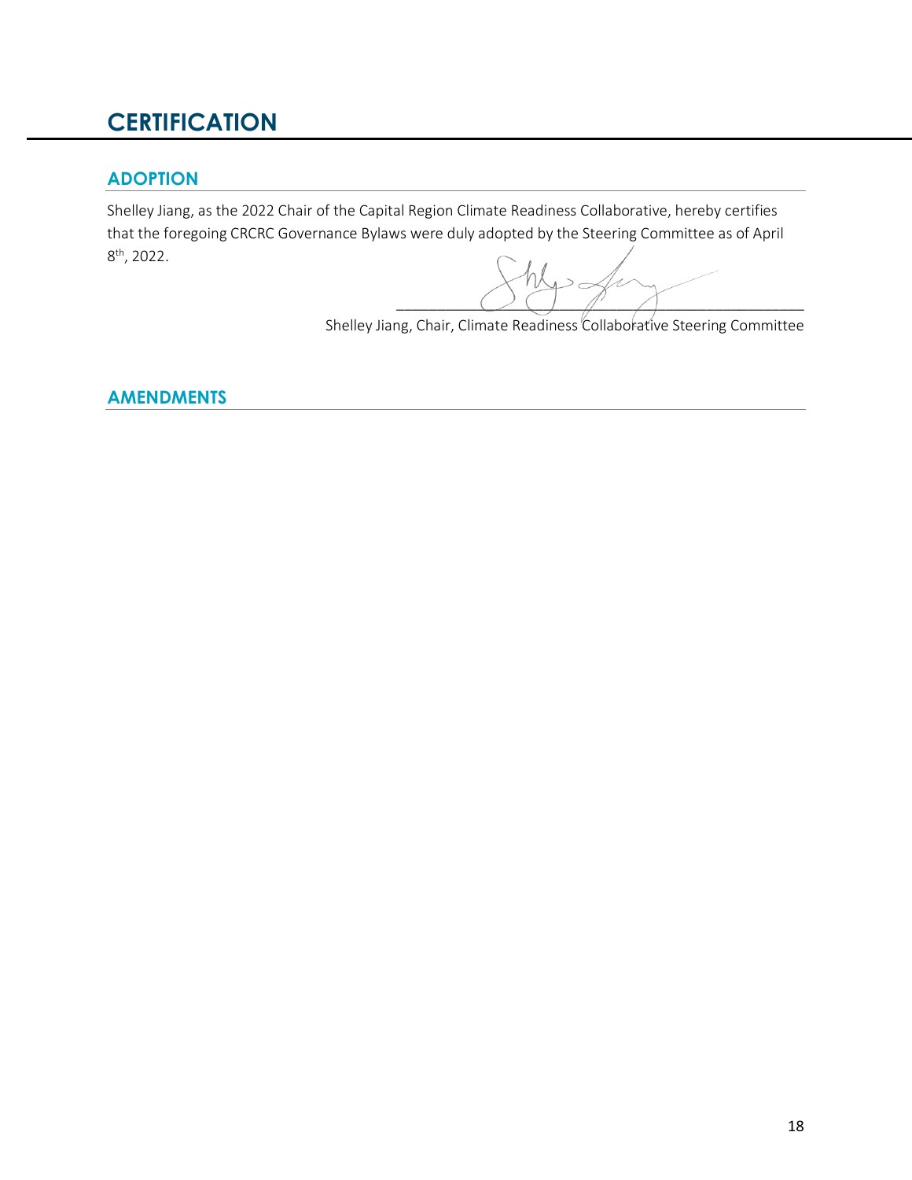# CERTIFICATION

## ADOPTION

Shelley Jiang, as the 2022 Chair of the Capital Region Climate Readiness Collaborative, hereby certifies that the foregoing CRCRC Governance Bylaws were duly adopted by the Steering Committee as of April 8th, 2022.

\_\_\_\_\_\_\_\_\_\_\_\_\_\_\_\_\_\_\_\_\_\_\_\_\_\_\_\_\_\_\_\_\_\_\_\_\_\_\_\_\_\_\_\_

Shelley Jiang, Chair, Climate Readiness Collaborative Steering Committee

## AMENDMENTS